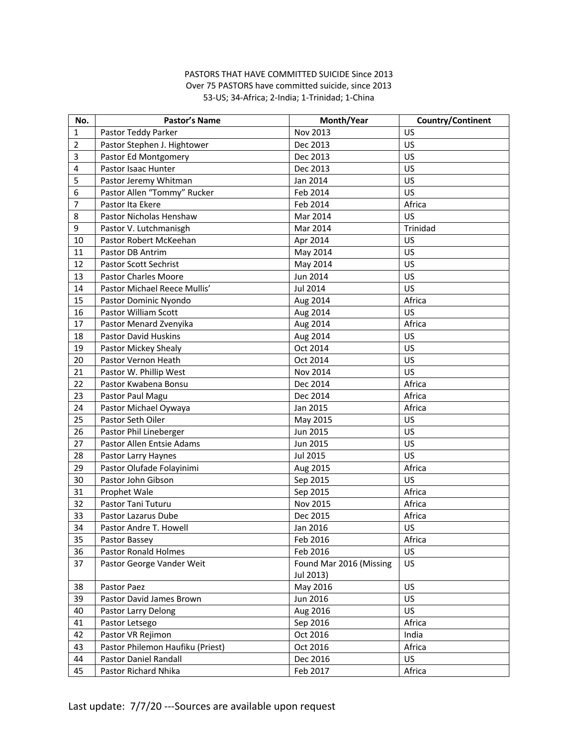PASTORS THAT HAVE COMMITTED SUICIDE Since 2013

Over 75 PASTORS have committed suicide, since 2013

53-US; 34-Africa; 2-India; 1-Trinidad; 1-China

| No. | Pastor's Name | Month/Year | Country/Continent |
|---|---|---|---|
| 1 | Pastor Teddy Parker | Nov 2013 | US |
| 2 | Pastor Stephen J. Hightower | Dec 2013 | US |
| 3 | Pastor Ed Montgomery | Dec 2013 | US |
| 4 | Pastor Isaac Hunter | Dec 2013 | US |
| 5 | Pastor Jeremy Whitman | Jan 2014 | US |
| 6 | Pastor Allen "Tommy" Rucker | Feb 2014 | US |
| 7 | Pastor Ita Ekere | Feb 2014 | Africa |
| 8 | Pastor Nicholas Henshaw | Mar 2014 | US |
| 9 | Pastor V. Lutchmanisgh | Mar 2014 | Trinidad |
| 10 | Pastor Robert McKeehan | Apr 2014 | US |
| 11 | Pastor DB Antrim | May 2014 | US |
| 12 | Pastor Scott Sechrist | May 2014 | US |
| 13 | Pastor Charles Moore | Jun 2014 | US |
| 14 | Pastor Michael Reece Mullis' | Jul 2014 | US |
| 15 | Pastor Dominic Nyondo | Aug 2014 | Africa |
| 16 | Pastor William Scott | Aug 2014 | US |
| 17 | Pastor Menard Zvenyika | Aug 2014 | Africa |
| 18 | Pastor David Huskins | Aug 2014 | US |
| 19 | Pastor Mickey Shealy | Oct 2014 | US |
| 20 | Pastor Vernon Heath | Oct 2014 | US |
| 21 | Pastor W. Phillip West | Nov 2014 | US |
| 22 | Pastor Kwabena Bonsu | Dec 2014 | Africa |
| 23 | Pastor Paul Magu | Dec 2014 | Africa |
| 24 | Pastor Michael Oywaya | Jan 2015 | Africa |
| 25 | Pastor Seth Oiler | May 2015 | US |
| 26 | Pastor Phil Lineberger | Jun 2015 | US |
| 27 | Pastor Allen Entsie Adams | Jun 2015 | US |
| 28 | Pastor Larry Haynes | Jul 2015 | US |
| 29 | Pastor Olufade Folayinimi | Aug 2015 | Africa |
| 30 | Pastor John Gibson | Sep 2015 | US |
| 31 | Prophet Wale | Sep 2015 | Africa |
| 32 | Pastor Tani Tuturu | Nov 2015 | Africa |
| 33 | Pastor Lazarus Dube | Dec 2015 | Africa |
| 34 | Pastor Andre T. Howell | Jan 2016 | US |
| 35 | Pastor Bassey | Feb 2016 | Africa |
| 36 | Pastor Ronald Holmes | Feb 2016 | US |
| 37 | Pastor George Vander Weit | Found Mar 2016 (Missing Jul 2013) | US |
| 38 | Pastor Paez | May 2016 | US |
| 39 | Pastor David James Brown | Jun 2016 | US |
| 40 | Pastor Larry Delong | Aug 2016 | US |
| 41 | Pastor Letsego | Sep 2016 | Africa |
| 42 | Pastor VR Rejimon | Oct 2016 | India |
| 43 | Pastor Philemon Haufiku (Priest) | Oct 2016 | Africa |
| 44 | Pastor Daniel Randall | Dec 2016 | US |
| 45 | Pastor Richard Nhika | Feb 2017 | Africa |

Last update: 7/7/20 ---Sources are available upon request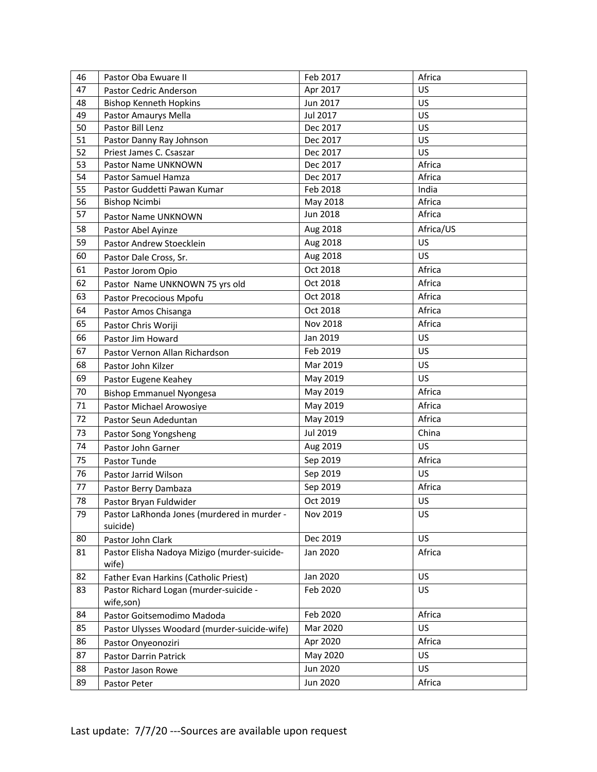| 46 | Pastor Oba Ewuare II | Feb 2017 | Africa |
|---|---|---|---|
| 47 | Pastor Cedric Anderson | Apr 2017 | US |
| 48 | Bishop Kenneth Hopkins | Jun 2017 | US |
| 49 | Pastor Amaurys Mella | Jul 2017 | US |
| 50 | Pastor Bill Lenz | Dec 2017 | US |
| 51 | Pastor Danny Ray Johnson | Dec 2017 | US |
| 52 | Priest James C. Csaszar | Dec 2017 | US |
| 53 | Pastor Name UNKNOWN | Dec 2017 | Africa |
| 54 | Pastor Samuel Hamza | Dec 2017 | Africa |
| 55 | Pastor Guddetti Pawan Kumar | Feb 2018 | India |
| 56 | Bishop Ncimbi | May 2018 | Africa |
| 57 | Pastor Name UNKNOWN | Jun 2018 | Africa |
| 58 | Pastor Abel Ayinze | Aug 2018 | Africa/US |
| 59 | Pastor Andrew Stoecklein | Aug 2018 | US |
| 60 | Pastor Dale Cross, Sr. | Aug 2018 | US |
| 61 | Pastor Jorom Opio | Oct 2018 | Africa |
| 62 | Pastor Name UNKNOWN 75 yrs old | Oct 2018 | Africa |
| 63 | Pastor Precocious Mpofu | Oct 2018 | Africa |
| 64 | Pastor Amos Chisanga | Oct 2018 | Africa |
| 65 | Pastor Chris Woriji | Nov 2018 | Africa |
| 66 | Pastor Jim Howard | Jan 2019 | US |
| 67 | Pastor Vernon Allan Richardson | Feb 2019 | US |
| 68 | Pastor John Kilzer | Mar 2019 | US |
| 69 | Pastor Eugene Keahey | May 2019 | US |
| 70 | Bishop Emmanuel Nyongesa | May 2019 | Africa |
| 71 | Pastor Michael Arowosiye | May 2019 | Africa |
| 72 | Pastor Seun Adeduntan | May 2019 | Africa |
| 73 | Pastor Song Yongsheng | Jul 2019 | China |
| 74 | Pastor John Garner | Aug 2019 | US |
| 75 | Pastor Tunde | Sep 2019 | Africa |
| 76 | Pastor Jarrid Wilson | Sep 2019 | US |
| 77 | Pastor Berry Dambaza | Sep 2019 | Africa |
| 78 | Pastor Bryan Fuldwider | Oct 2019 | US |
| 79 | Pastor LaRhonda Jones (murdered in murder - suicide) | Nov 2019 | US |
| 80 | Pastor John Clark | Dec 2019 | US |
| 81 | Pastor Elisha Nadoya Mizigo (murder-suicide-wife) | Jan 2020 | Africa |
| 82 | Father Evan Harkins (Catholic Priest) | Jan 2020 | US |
| 83 | Pastor Richard Logan (murder-suicide - wife,son) | Feb 2020 | US |
| 84 | Pastor Goitsemodimo Madoda | Feb 2020 | Africa |
| 85 | Pastor Ulysses Woodard (murder-suicide-wife) | Mar 2020 | US |
| 86 | Pastor Onyeonoziri | Apr 2020 | Africa |
| 87 | Pastor Darrin Patrick | May 2020 | US |
| 88 | Pastor Jason Rowe | Jun 2020 | US |
| 89 | Pastor Peter | Jun 2020 | Africa |

Last update: 7/7/20 ---Sources are available upon request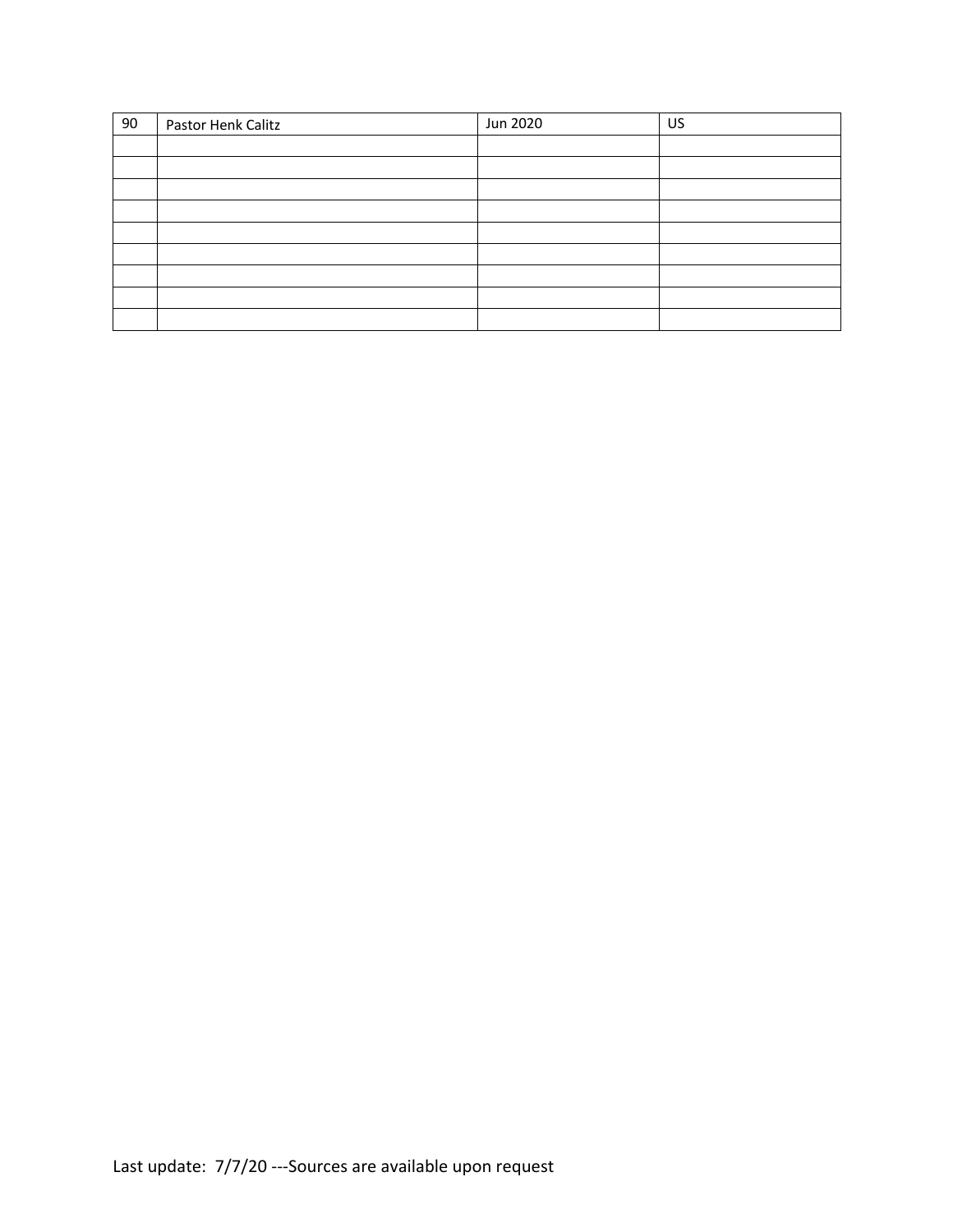| | | | |
|---|---|---|---|
| 90 | Pastor Henk Calitz | Jun 2020 | US |
| | | | |
| | | | |
| | | | |
| | | | |
| | | | |
| | | | |
| | | | |
| | | | |
| | | | |

Last update: 7/7/20 ---Sources are available upon request